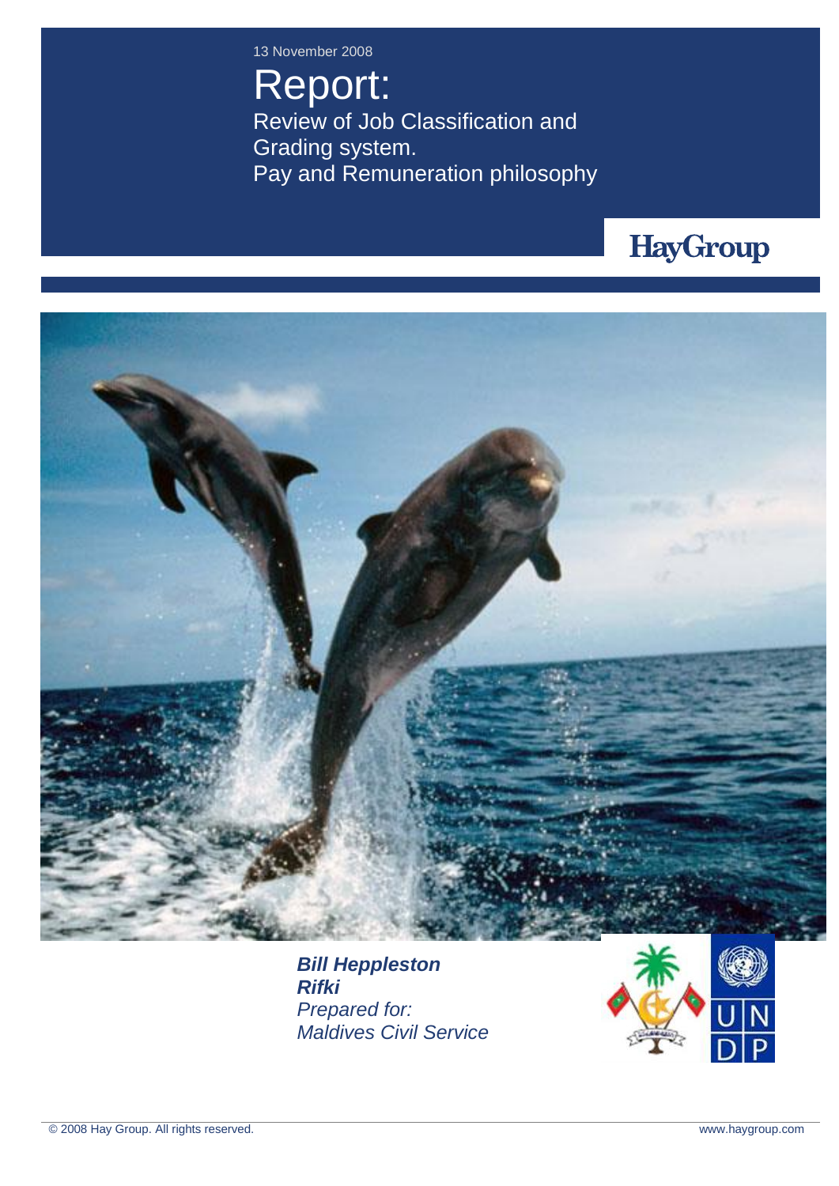13 November 2008

# Report:

## Review of Job Classification and Grading system. Pay and Remuneration philosophy

HayGroup

***Bill Heppleston***
***Rifki***
*Prepared for:*
*Maldives Civil Service*

UNDP

© 2008 Hay Group. All rights reserved. www.haygroup.com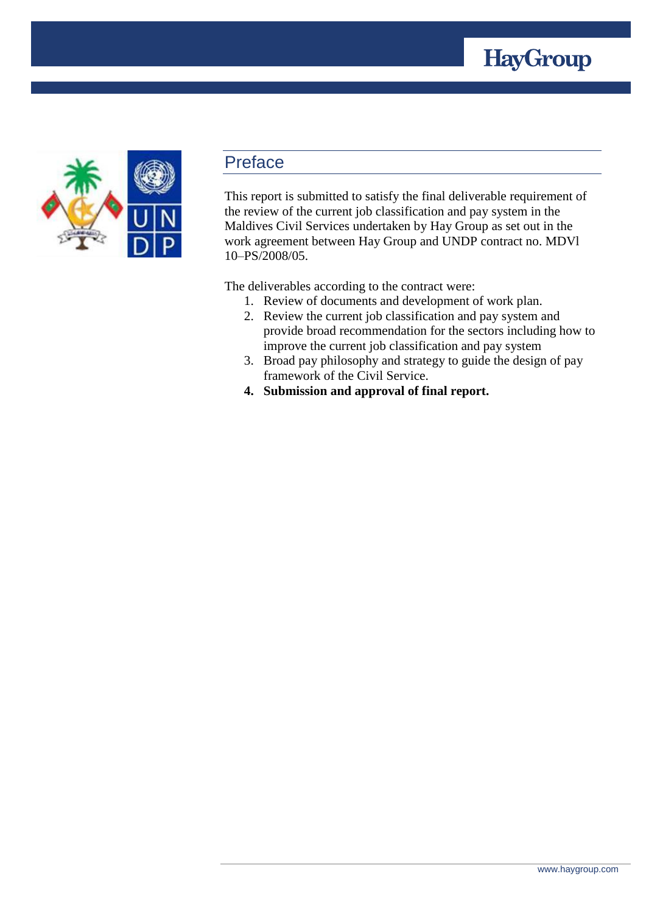## Preface

This report is submitted to satisfy the final deliverable requirement of the review of the current job classification and pay system in the Maldives Civil Services undertaken by Hay Group as set out in the work agreement between Hay Group and UNDP contract no. MDVl 10–PS/2008/05.

The deliverables according to the contract were:

1. Review of documents and development of work plan.
2. Review the current job classification and pay system and provide broad recommendation for the sectors including how to improve the current job classification and pay system
3. Broad pay philosophy and strategy to guide the design of pay framework of the Civil Service.
4. **Submission and approval of final report.**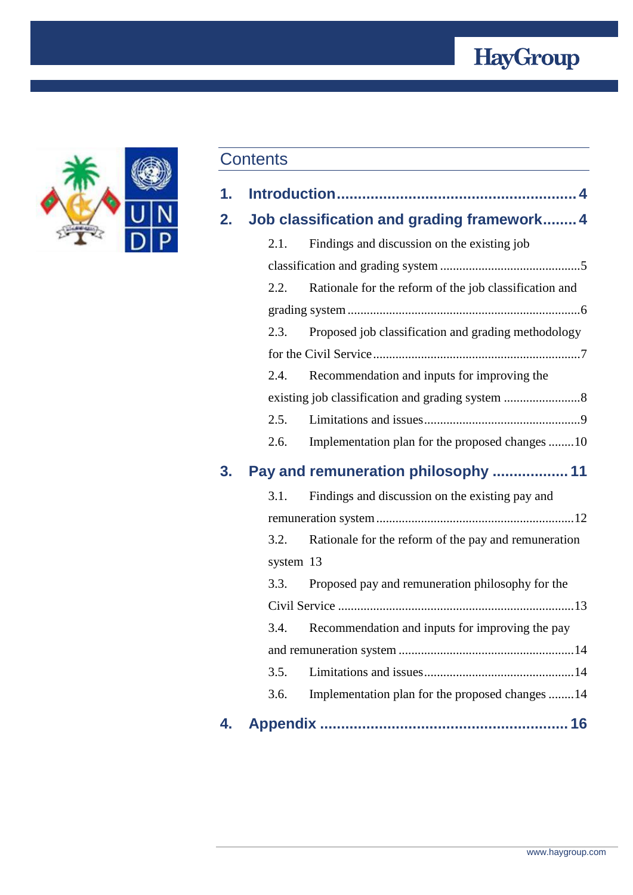## Contents

1. **Introduction** ........................................................ 4
2. **Job classification and grading framework** ........ 4
   - 2.1. Findings and discussion on the existing job classification and grading system ............................................5
   - 2.2. Rationale for the reform of the job classification and grading system ........................................................................6
   - 2.3. Proposed job classification and grading methodology for the Civil Service .................................................................7
   - 2.4. Recommendation and inputs for improving the existing job classification and grading system ........................8
   - 2.5. Limitations and issues.................................................9
   - 2.6. Implementation plan for the proposed changes ........10
3. **Pay and remuneration philosophy** .................. 11
   - 3.1. Findings and discussion on the existing pay and remuneration system .............................................................12
   - 3.2. Rationale for the reform of the pay and remuneration system 13
   - 3.3. Proposed pay and remuneration philosophy for the Civil Service ..........................................................................13
   - 3.4. Recommendation and inputs for improving the pay and remuneration system ......................................................14
   - 3.5. Limitations and issues...............................................14
   - 3.6. Implementation plan for the proposed changes ........14
4. **Appendix** .......................................................... 16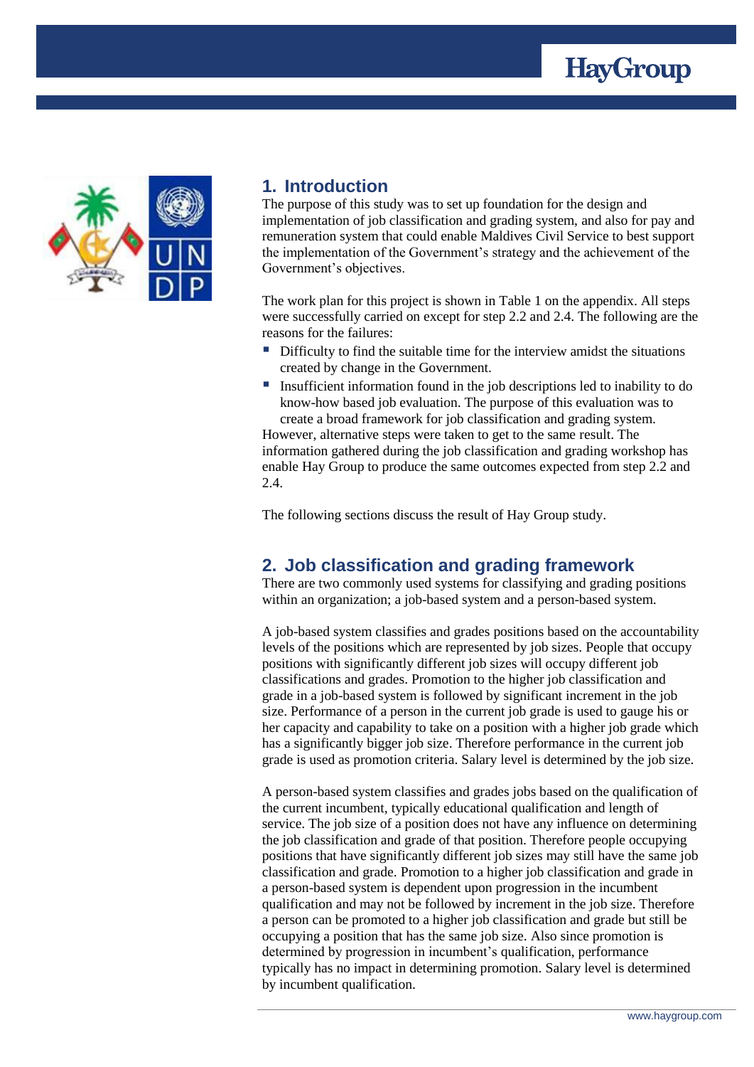## 1. Introduction

The purpose of this study was to set up foundation for the design and implementation of job classification and grading system, and also for pay and remuneration system that could enable Maldives Civil Service to best support the implementation of the Government's strategy and the achievement of the Government's objectives.

The work plan for this project is shown in Table 1 on the appendix. All steps were successfully carried on except for step 2.2 and 2.4. The following are the reasons for the failures:

- Difficulty to find the suitable time for the interview amidst the situations created by change in the Government.
- Insufficient information found in the job descriptions led to inability to do know-how based job evaluation. The purpose of this evaluation was to create a broad framework for job classification and grading system.

However, alternative steps were taken to get to the same result. The information gathered during the job classification and grading workshop has enable Hay Group to produce the same outcomes expected from step 2.2 and 2.4.

The following sections discuss the result of Hay Group study.

## 2. Job classification and grading framework

There are two commonly used systems for classifying and grading positions within an organization; a job-based system and a person-based system.

A job-based system classifies and grades positions based on the accountability levels of the positions which are represented by job sizes. People that occupy positions with significantly different job sizes will occupy different job classifications and grades. Promotion to the higher job classification and grade in a job-based system is followed by significant increment in the job size. Performance of a person in the current job grade is used to gauge his or her capacity and capability to take on a position with a higher job grade which has a significantly bigger job size. Therefore performance in the current job grade is used as promotion criteria. Salary level is determined by the job size.

A person-based system classifies and grades jobs based on the qualification of the current incumbent, typically educational qualification and length of service. The job size of a position does not have any influence on determining the job classification and grade of that position. Therefore people occupying positions that have significantly different job sizes may still have the same job classification and grade. Promotion to a higher job classification and grade in a person-based system is dependent upon progression in the incumbent qualification and may not be followed by increment in the job size. Therefore a person can be promoted to a higher job classification and grade but still be occupying a position that has the same job size. Also since promotion is determined by progression in incumbent's qualification, performance typically has no impact in determining promotion. Salary level is determined by incumbent qualification.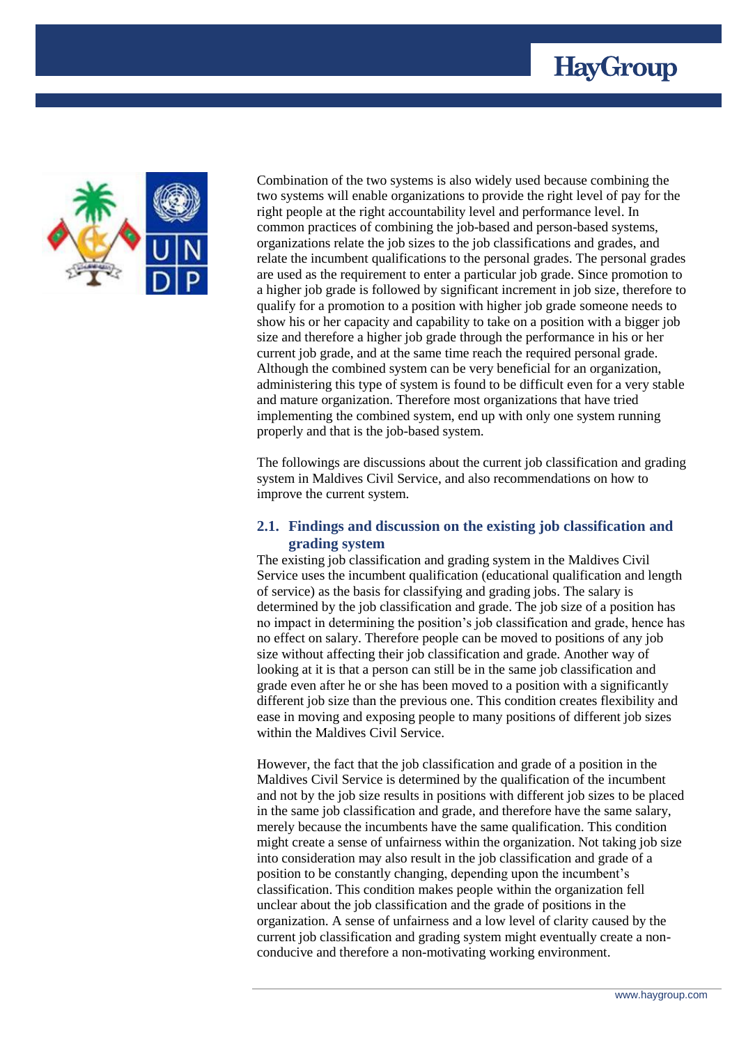Combination of the two systems is also widely used because combining the two systems will enable organizations to provide the right level of pay for the right people at the right accountability level and performance level. In common practices of combining the job-based and person-based systems, organizations relate the job sizes to the job classifications and grades, and relate the incumbent qualifications to the personal grades. The personal grades are used as the requirement to enter a particular job grade. Since promotion to a higher job grade is followed by significant increment in job size, therefore to qualify for a promotion to a position with higher job grade someone needs to show his or her capacity and capability to take on a position with a bigger job size and therefore a higher job grade through the performance in his or her current job grade, and at the same time reach the required personal grade. Although the combined system can be very beneficial for an organization, administering this type of system is found to be difficult even for a very stable and mature organization. Therefore most organizations that have tried implementing the combined system, end up with only one system running properly and that is the job-based system.

The followings are discussions about the current job classification and grading system in Maldives Civil Service, and also recommendations on how to improve the current system.

## 2.1. Findings and discussion on the existing job classification and grading system

The existing job classification and grading system in the Maldives Civil Service uses the incumbent qualification (educational qualification and length of service) as the basis for classifying and grading jobs. The salary is determined by the job classification and grade. The job size of a position has no impact in determining the position's job classification and grade, hence has no effect on salary. Therefore people can be moved to positions of any job size without affecting their job classification and grade. Another way of looking at it is that a person can still be in the same job classification and grade even after he or she has been moved to a position with a significantly different job size than the previous one. This condition creates flexibility and ease in moving and exposing people to many positions of different job sizes within the Maldives Civil Service.

However, the fact that the job classification and grade of a position in the Maldives Civil Service is determined by the qualification of the incumbent and not by the job size results in positions with different job sizes to be placed in the same job classification and grade, and therefore have the same salary, merely because the incumbents have the same qualification. This condition might create a sense of unfairness within the organization. Not taking job size into consideration may also result in the job classification and grade of a position to be constantly changing, depending upon the incumbent's classification. This condition makes people within the organization fell unclear about the job classification and the grade of positions in the organization. A sense of unfairness and a low level of clarity caused by the current job classification and grading system might eventually create a non-conducive and therefore a non-motivating working environment.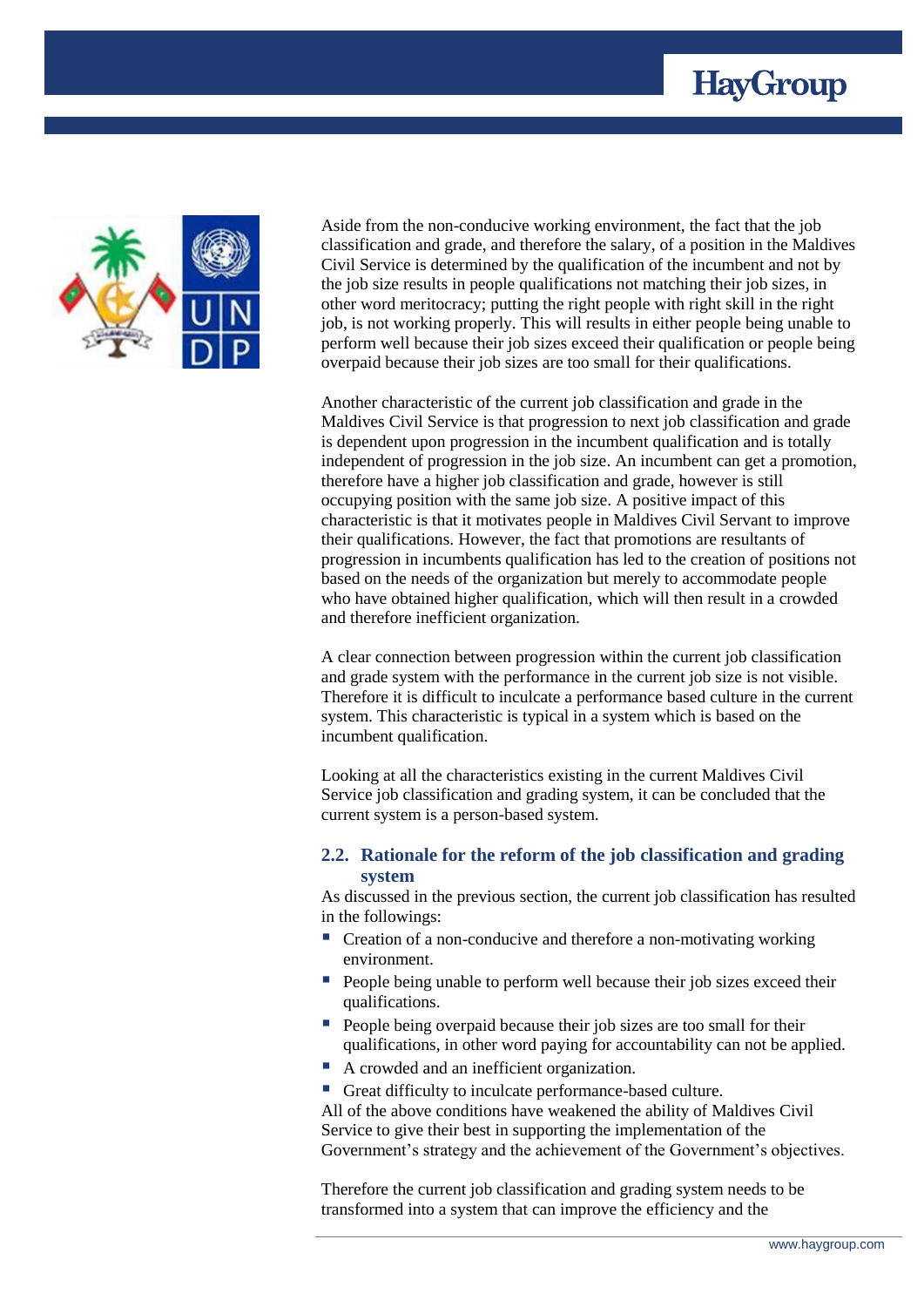Aside from the non-conducive working environment, the fact that the job classification and grade, and therefore the salary, of a position in the Maldives Civil Service is determined by the qualification of the incumbent and not by the job size results in people qualifications not matching their job sizes, in other word meritocracy; putting the right people with right skill in the right job, is not working properly. This will results in either people being unable to perform well because their job sizes exceed their qualification or people being overpaid because their job sizes are too small for their qualifications.

Another characteristic of the current job classification and grade in the Maldives Civil Service is that progression to next job classification and grade is dependent upon progression in the incumbent qualification and is totally independent of progression in the job size. An incumbent can get a promotion, therefore have a higher job classification and grade, however is still occupying position with the same job size. A positive impact of this characteristic is that it motivates people in Maldives Civil Servant to improve their qualifications. However, the fact that promotions are resultants of progression in incumbents qualification has led to the creation of positions not based on the needs of the organization but merely to accommodate people who have obtained higher qualification, which will then result in a crowded and therefore inefficient organization.

A clear connection between progression within the current job classification and grade system with the performance in the current job size is not visible. Therefore it is difficult to inculcate a performance based culture in the current system. This characteristic is typical in a system which is based on the incumbent qualification.

Looking at all the characteristics existing in the current Maldives Civil Service job classification and grading system, it can be concluded that the current system is a person-based system.

## 2.2. Rationale for the reform of the job classification and grading system

As discussed in the previous section, the current job classification has resulted in the followings:

- Creation of a non-conducive and therefore a non-motivating working environment.
- People being unable to perform well because their job sizes exceed their qualifications.
- People being overpaid because their job sizes are too small for their qualifications, in other word paying for accountability can not be applied.
- A crowded and an inefficient organization.
- Great difficulty to inculcate performance-based culture.

All of the above conditions have weakened the ability of Maldives Civil Service to give their best in supporting the implementation of the Government's strategy and the achievement of the Government's objectives.

Therefore the current job classification and grading system needs to be transformed into a system that can improve the efficiency and the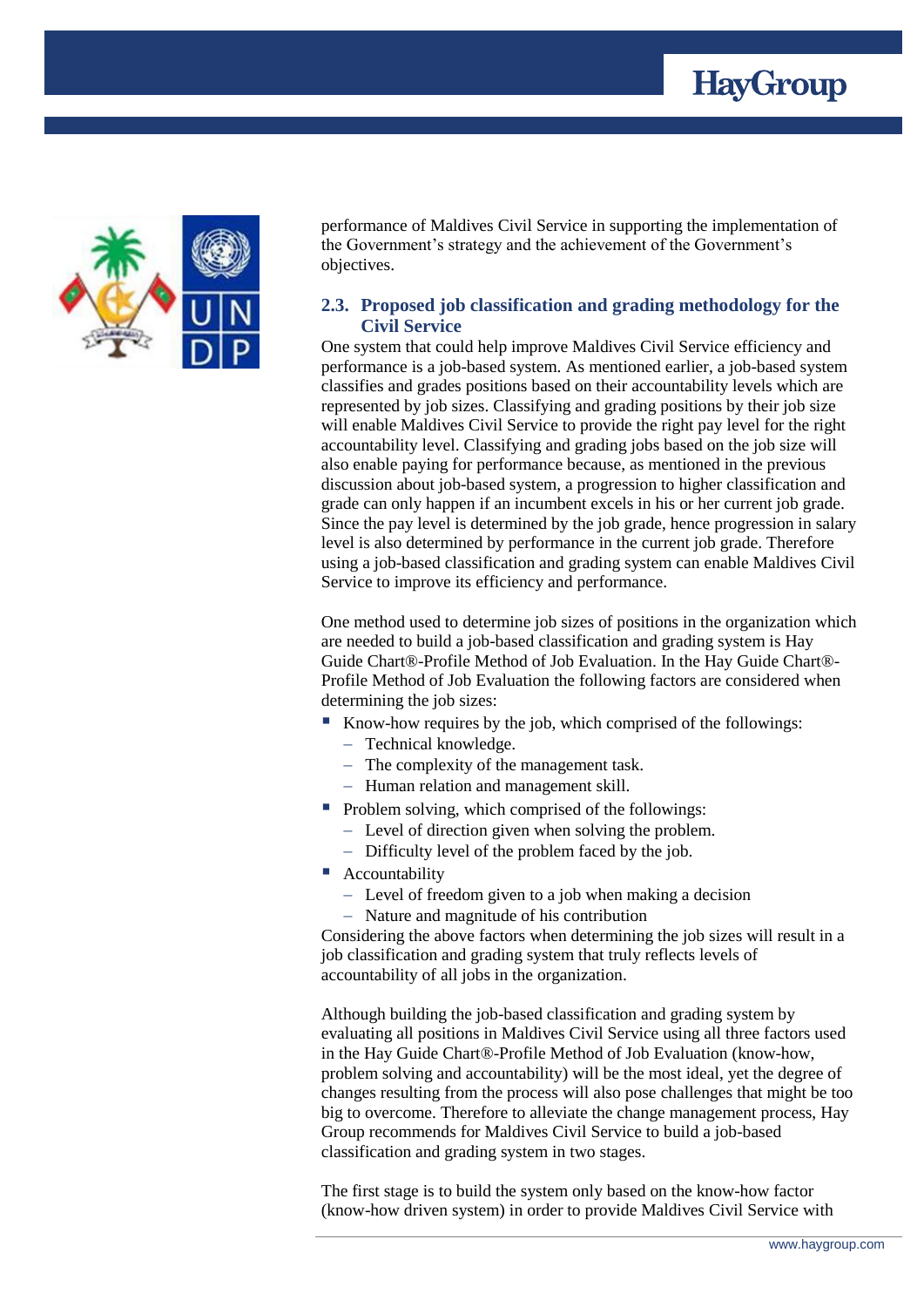performance of Maldives Civil Service in supporting the implementation of the Government's strategy and the achievement of the Government's objectives.

### 2.3. Proposed job classification and grading methodology for the Civil Service

One system that could help improve Maldives Civil Service efficiency and performance is a job-based system. As mentioned earlier, a job-based system classifies and grades positions based on their accountability levels which are represented by job sizes. Classifying and grading positions by their job size will enable Maldives Civil Service to provide the right pay level for the right accountability level. Classifying and grading jobs based on the job size will also enable paying for performance because, as mentioned in the previous discussion about job-based system, a progression to higher classification and grade can only happen if an incumbent excels in his or her current job grade. Since the pay level is determined by the job grade, hence progression in salary level is also determined by performance in the current job grade. Therefore using a job-based classification and grading system can enable Maldives Civil Service to improve its efficiency and performance.

One method used to determine job sizes of positions in the organization which are needed to build a job-based classification and grading system is Hay Guide Chart®-Profile Method of Job Evaluation. In the Hay Guide Chart®-Profile Method of Job Evaluation the following factors are considered when determining the job sizes:

- Know-how requires by the job, which comprised of the followings:
  - Technical knowledge.
  - The complexity of the management task.
  - Human relation and management skill.
- Problem solving, which comprised of the followings:
  - Level of direction given when solving the problem.
  - Difficulty level of the problem faced by the job.
- Accountability
  - Level of freedom given to a job when making a decision
  - Nature and magnitude of his contribution

Considering the above factors when determining the job sizes will result in a job classification and grading system that truly reflects levels of accountability of all jobs in the organization.

Although building the job-based classification and grading system by evaluating all positions in Maldives Civil Service using all three factors used in the Hay Guide Chart®-Profile Method of Job Evaluation (know-how, problem solving and accountability) will be the most ideal, yet the degree of changes resulting from the process will also pose challenges that might be too big to overcome. Therefore to alleviate the change management process, Hay Group recommends for Maldives Civil Service to build a job-based classification and grading system in two stages.

The first stage is to build the system only based on the know-how factor (know-how driven system) in order to provide Maldives Civil Service with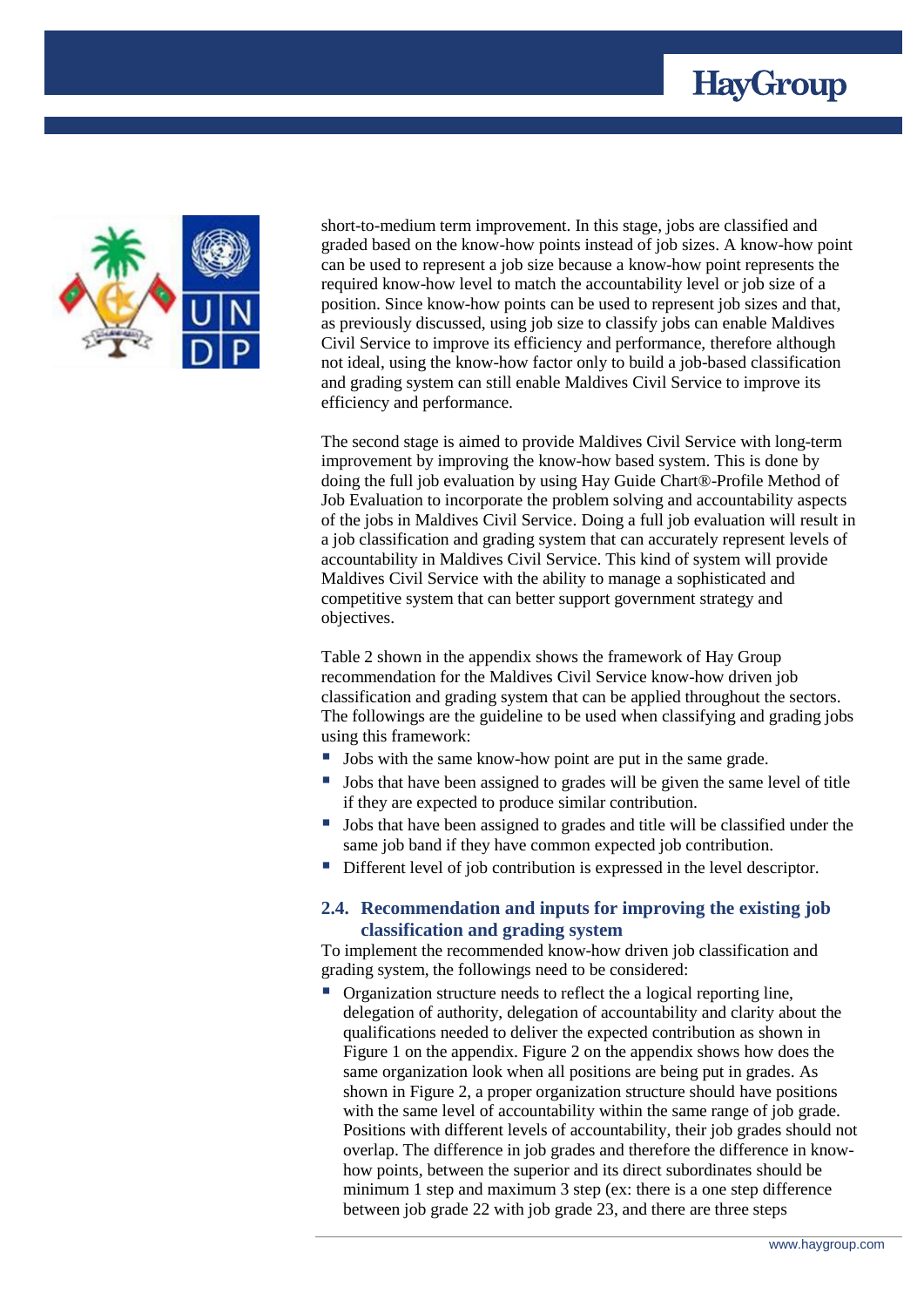short-to-medium term improvement. In this stage, jobs are classified and graded based on the know-how points instead of job sizes. A know-how point can be used to represent a job size because a know-how point represents the required know-how level to match the accountability level or job size of a position. Since know-how points can be used to represent job sizes and that, as previously discussed, using job size to classify jobs can enable Maldives Civil Service to improve its efficiency and performance, therefore although not ideal, using the know-how factor only to build a job-based classification and grading system can still enable Maldives Civil Service to improve its efficiency and performance.

The second stage is aimed to provide Maldives Civil Service with long-term improvement by improving the know-how based system. This is done by doing the full job evaluation by using Hay Guide Chart®-Profile Method of Job Evaluation to incorporate the problem solving and accountability aspects of the jobs in Maldives Civil Service. Doing a full job evaluation will result in a job classification and grading system that can accurately represent levels of accountability in Maldives Civil Service. This kind of system will provide Maldives Civil Service with the ability to manage a sophisticated and competitive system that can better support government strategy and objectives.

Table 2 shown in the appendix shows the framework of Hay Group recommendation for the Maldives Civil Service know-how driven job classification and grading system that can be applied throughout the sectors. The followings are the guideline to be used when classifying and grading jobs using this framework:

- Jobs with the same know-how point are put in the same grade.
- Jobs that have been assigned to grades will be given the same level of title if they are expected to produce similar contribution.
- Jobs that have been assigned to grades and title will be classified under the same job band if they have common expected job contribution.
- Different level of job contribution is expressed in the level descriptor.

### 2.4. Recommendation and inputs for improving the existing job classification and grading system

To implement the recommended know-how driven job classification and grading system, the followings need to be considered:

- Organization structure needs to reflect the a logical reporting line, delegation of authority, delegation of accountability and clarity about the qualifications needed to deliver the expected contribution as shown in Figure 1 on the appendix. Figure 2 on the appendix shows how does the same organization look when all positions are being put in grades. As shown in Figure 2, a proper organization structure should have positions with the same level of accountability within the same range of job grade. Positions with different levels of accountability, their job grades should not overlap. The difference in job grades and therefore the difference in know-how points, between the superior and its direct subordinates should be minimum 1 step and maximum 3 step (ex: there is a one step difference between job grade 22 with job grade 23, and there are three steps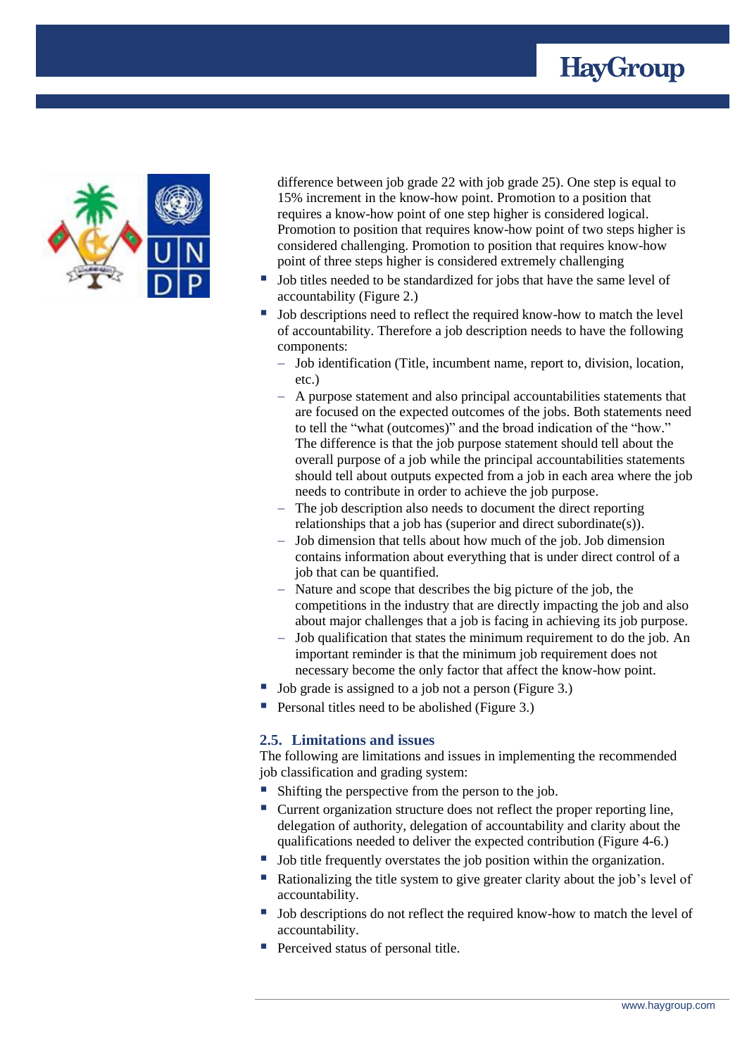difference between job grade 22 with job grade 25). One step is equal to 15% increment in the know-how point. Promotion to a position that requires a know-how point of one step higher is considered logical. Promotion to position that requires know-how point of two steps higher is considered challenging. Promotion to position that requires know-how point of three steps higher is considered extremely challenging

- Job titles needed to be standardized for jobs that have the same level of accountability (Figure 2.)
- Job descriptions need to reflect the required know-how to match the level of accountability. Therefore a job description needs to have the following components:
  - Job identification (Title, incumbent name, report to, division, location, etc.)
  - A purpose statement and also principal accountabilities statements that are focused on the expected outcomes of the jobs. Both statements need to tell the "what (outcomes)" and the broad indication of the "how." The difference is that the job purpose statement should tell about the overall purpose of a job while the principal accountabilities statements should tell about outputs expected from a job in each area where the job needs to contribute in order to achieve the job purpose.
  - The job description also needs to document the direct reporting relationships that a job has (superior and direct subordinate(s)).
  - Job dimension that tells about how much of the job. Job dimension contains information about everything that is under direct control of a job that can be quantified.
  - Nature and scope that describes the big picture of the job, the competitions in the industry that are directly impacting the job and also about major challenges that a job is facing in achieving its job purpose.
  - Job qualification that states the minimum requirement to do the job. An important reminder is that the minimum job requirement does not necessary become the only factor that affect the know-how point.
- Job grade is assigned to a job not a person (Figure 3.)
- Personal titles need to be abolished (Figure 3.)

## 2.5. Limitations and issues

The following are limitations and issues in implementing the recommended job classification and grading system:

- Shifting the perspective from the person to the job.
- Current organization structure does not reflect the proper reporting line, delegation of authority, delegation of accountability and clarity about the qualifications needed to deliver the expected contribution (Figure 4-6.)
- Job title frequently overstates the job position within the organization.
- Rationalizing the title system to give greater clarity about the job's level of accountability.
- Job descriptions do not reflect the required know-how to match the level of accountability.
- Perceived status of personal title.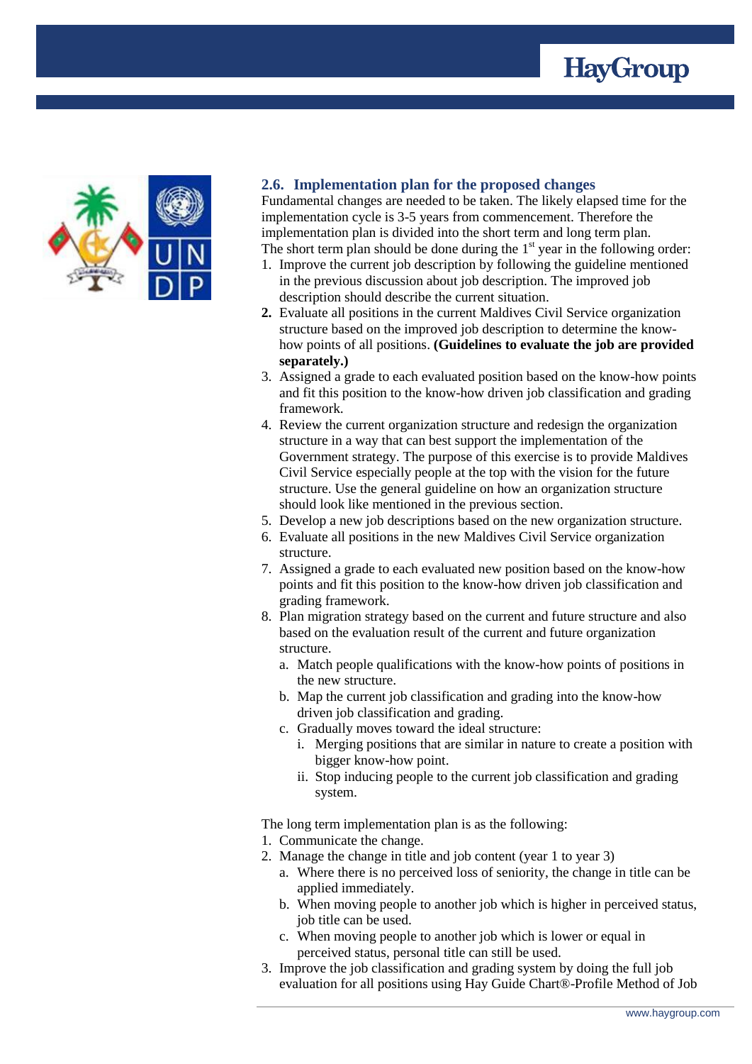## 2.6. Implementation plan for the proposed changes

Fundamental changes are needed to be taken. The likely elapsed time for the implementation cycle is 3-5 years from commencement. Therefore the implementation plan is divided into the short term and long term plan.

The short term plan should be done during the 1st year in the following order:

1. Improve the current job description by following the guideline mentioned in the previous discussion about job description. The improved job description should describe the current situation.
2. Evaluate all positions in the current Maldives Civil Service organization structure based on the improved job description to determine the know-how points of all positions. **(Guidelines to evaluate the job are provided separately.)**
3. Assigned a grade to each evaluated position based on the know-how points and fit this position to the know-how driven job classification and grading framework.
4. Review the current organization structure and redesign the organization structure in a way that can best support the implementation of the Government strategy. The purpose of this exercise is to provide Maldives Civil Service especially people at the top with the vision for the future structure. Use the general guideline on how an organization structure should look like mentioned in the previous section.
5. Develop a new job descriptions based on the new organization structure.
6. Evaluate all positions in the new Maldives Civil Service organization structure.
7. Assigned a grade to each evaluated new position based on the know-how points and fit this position to the know-how driven job classification and grading framework.
8. Plan migration strategy based on the current and future structure and also based on the evaluation result of the current and future organization structure.
   a. Match people qualifications with the know-how points of positions in the new structure.
   b. Map the current job classification and grading into the know-how driven job classification and grading.
   c. Gradually moves toward the ideal structure:
      i. Merging positions that are similar in nature to create a position with bigger know-how point.
      ii. Stop inducing people to the current job classification and grading system.

The long term implementation plan is as the following:

1. Communicate the change.
2. Manage the change in title and job content (year 1 to year 3)
   a. Where there is no perceived loss of seniority, the change in title can be applied immediately.
   b. When moving people to another job which is higher in perceived status, job title can be used.
   c. When moving people to another job which is lower or equal in perceived status, personal title can still be used.
3. Improve the job classification and grading system by doing the full job evaluation for all positions using Hay Guide Chart®-Profile Method of Job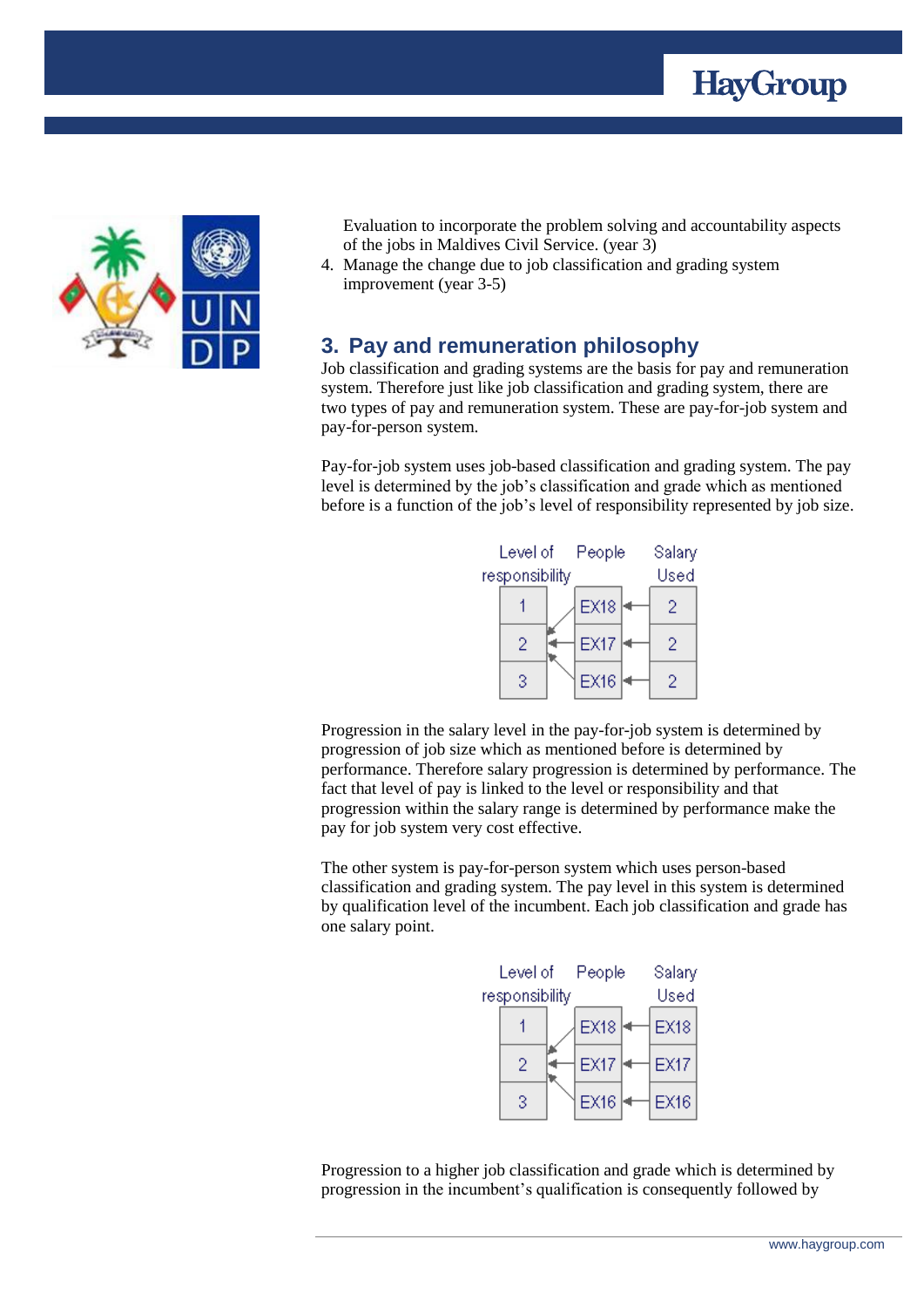Evaluation to incorporate the problem solving and accountability aspects of the jobs in Maldives Civil Service. (year 3)

4. Manage the change due to job classification and grading system improvement (year 3-5)

## 3. Pay and remuneration philosophy

Job classification and grading systems are the basis for pay and remuneration system. Therefore just like job classification and grading system, there are two types of pay and remuneration system. These are pay-for-job system and pay-for-person system.

Pay-for-job system uses job-based classification and grading system. The pay level is determined by the job's classification and grade which as mentioned before is a function of the job's level of responsibility represented by job size.

| Level of responsibility | People | Salary Used |
|---|---|---|
| 1 | EX18 | 2 |
| 2 | EX17 | 2 |
| 3 | EX16 | 2 |

Progression in the salary level in the pay-for-job system is determined by progression of job size which as mentioned before is determined by performance. Therefore salary progression is determined by performance. The fact that level of pay is linked to the level or responsibility and that progression within the salary range is determined by performance make the pay for job system very cost effective.

The other system is pay-for-person system which uses person-based classification and grading system. The pay level in this system is determined by qualification level of the incumbent. Each job classification and grade has one salary point.

| Level of responsibility | People | Salary Used |
|---|---|---|
| 1 | EX18 | EX18 |
| 2 | EX17 | EX17 |
| 3 | EX16 | EX16 |

Progression to a higher job classification and grade which is determined by progression in the incumbent's qualification is consequently followed by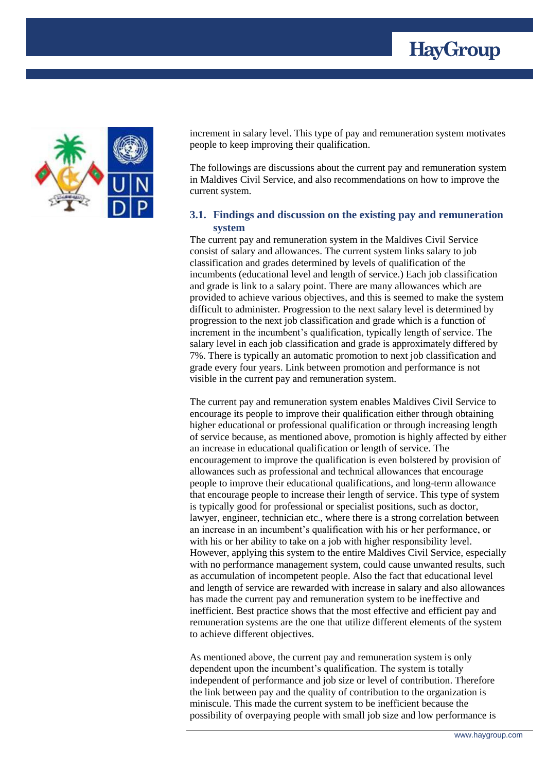increment in salary level. This type of pay and remuneration system motivates people to keep improving their qualification.

The followings are discussions about the current pay and remuneration system in Maldives Civil Service, and also recommendations on how to improve the current system.

### 3.1. Findings and discussion on the existing pay and remuneration system

The current pay and remuneration system in the Maldives Civil Service consist of salary and allowances. The current system links salary to job classification and grades determined by levels of qualification of the incumbents (educational level and length of service.) Each job classification and grade is link to a salary point. There are many allowances which are provided to achieve various objectives, and this is seemed to make the system difficult to administer. Progression to the next salary level is determined by progression to the next job classification and grade which is a function of increment in the incumbent's qualification, typically length of service. The salary level in each job classification and grade is approximately differed by 7%. There is typically an automatic promotion to next job classification and grade every four years. Link between promotion and performance is not visible in the current pay and remuneration system.

The current pay and remuneration system enables Maldives Civil Service to encourage its people to improve their qualification either through obtaining higher educational or professional qualification or through increasing length of service because, as mentioned above, promotion is highly affected by either an increase in educational qualification or length of service. The encouragement to improve the qualification is even bolstered by provision of allowances such as professional and technical allowances that encourage people to improve their educational qualifications, and long-term allowance that encourage people to increase their length of service. This type of system is typically good for professional or specialist positions, such as doctor, lawyer, engineer, technician etc., where there is a strong correlation between an increase in an incumbent's qualification with his or her performance, or with his or her ability to take on a job with higher responsibility level. However, applying this system to the entire Maldives Civil Service, especially with no performance management system, could cause unwanted results, such as accumulation of incompetent people. Also the fact that educational level and length of service are rewarded with increase in salary and also allowances has made the current pay and remuneration system to be ineffective and inefficient. Best practice shows that the most effective and efficient pay and remuneration systems are the one that utilize different elements of the system to achieve different objectives.

As mentioned above, the current pay and remuneration system is only dependent upon the incumbent's qualification. The system is totally independent of performance and job size or level of contribution. Therefore the link between pay and the quality of contribution to the organization is miniscule. This made the current system to be inefficient because the possibility of overpaying people with small job size and low performance is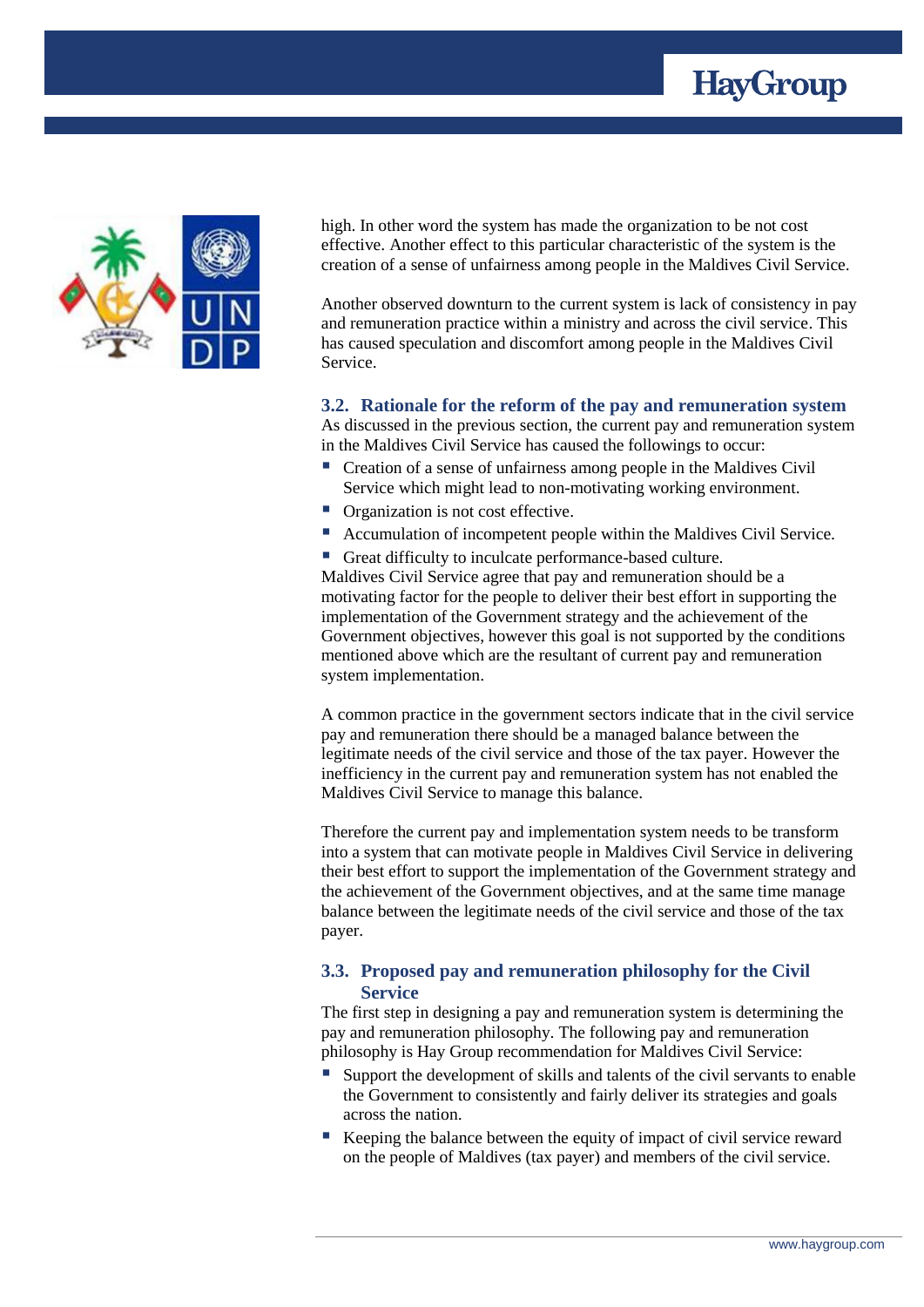high. In other word the system has made the organization to be not cost effective. Another effect to this particular characteristic of the system is the creation of a sense of unfairness among people in the Maldives Civil Service.

Another observed downturn to the current system is lack of consistency in pay and remuneration practice within a ministry and across the civil service. This has caused speculation and discomfort among people in the Maldives Civil Service.

### 3.2. Rationale for the reform of the pay and remuneration system

As discussed in the previous section, the current pay and remuneration system in the Maldives Civil Service has caused the followings to occur:

- Creation of a sense of unfairness among people in the Maldives Civil Service which might lead to non-motivating working environment.
- Organization is not cost effective.
- Accumulation of incompetent people within the Maldives Civil Service.
- Great difficulty to inculcate performance-based culture.

Maldives Civil Service agree that pay and remuneration should be a motivating factor for the people to deliver their best effort in supporting the implementation of the Government strategy and the achievement of the Government objectives, however this goal is not supported by the conditions mentioned above which are the resultant of current pay and remuneration system implementation.

A common practice in the government sectors indicate that in the civil service pay and remuneration there should be a managed balance between the legitimate needs of the civil service and those of the tax payer. However the inefficiency in the current pay and remuneration system has not enabled the Maldives Civil Service to manage this balance.

Therefore the current pay and implementation system needs to be transform into a system that can motivate people in Maldives Civil Service in delivering their best effort to support the implementation of the Government strategy and the achievement of the Government objectives, and at the same time manage balance between the legitimate needs of the civil service and those of the tax payer.

### 3.3. Proposed pay and remuneration philosophy for the Civil Service

The first step in designing a pay and remuneration system is determining the pay and remuneration philosophy. The following pay and remuneration philosophy is Hay Group recommendation for Maldives Civil Service:

- Support the development of skills and talents of the civil servants to enable the Government to consistently and fairly deliver its strategies and goals across the nation.
- Keeping the balance between the equity of impact of civil service reward on the people of Maldives (tax payer) and members of the civil service.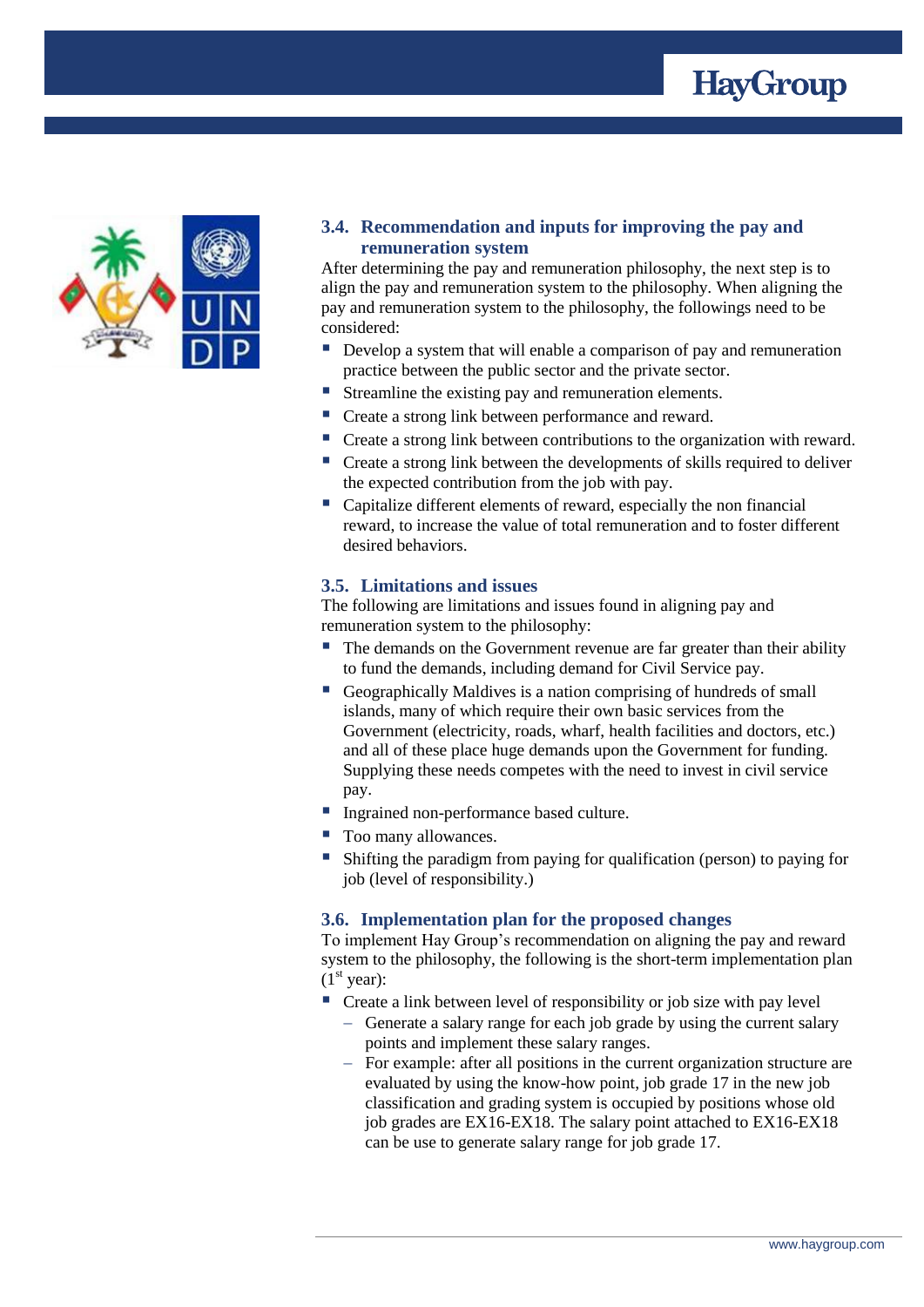### 3.4. Recommendation and inputs for improving the pay and remuneration system

After determining the pay and remuneration philosophy, the next step is to align the pay and remuneration system to the philosophy. When aligning the pay and remuneration system to the philosophy, the followings need to be considered:

- Develop a system that will enable a comparison of pay and remuneration practice between the public sector and the private sector.
- Streamline the existing pay and remuneration elements.
- Create a strong link between performance and reward.
- Create a strong link between contributions to the organization with reward.
- Create a strong link between the developments of skills required to deliver the expected contribution from the job with pay.
- Capitalize different elements of reward, especially the non financial reward, to increase the value of total remuneration and to foster different desired behaviors.

### 3.5. Limitations and issues

The following are limitations and issues found in aligning pay and remuneration system to the philosophy:

- The demands on the Government revenue are far greater than their ability to fund the demands, including demand for Civil Service pay.
- Geographically Maldives is a nation comprising of hundreds of small islands, many of which require their own basic services from the Government (electricity, roads, wharf, health facilities and doctors, etc.) and all of these place huge demands upon the Government for funding. Supplying these needs competes with the need to invest in civil service pay.
- Ingrained non-performance based culture.
- Too many allowances.
- Shifting the paradigm from paying for qualification (person) to paying for job (level of responsibility.)

### 3.6. Implementation plan for the proposed changes

To implement Hay Group's recommendation on aligning the pay and reward system to the philosophy, the following is the short-term implementation plan (1st year):

- Create a link between level of responsibility or job size with pay level
  - Generate a salary range for each job grade by using the current salary points and implement these salary ranges.
  - For example: after all positions in the current organization structure are evaluated by using the know-how point, job grade 17 in the new job classification and grading system is occupied by positions whose old job grades are EX16-EX18. The salary point attached to EX16-EX18 can be use to generate salary range for job grade 17.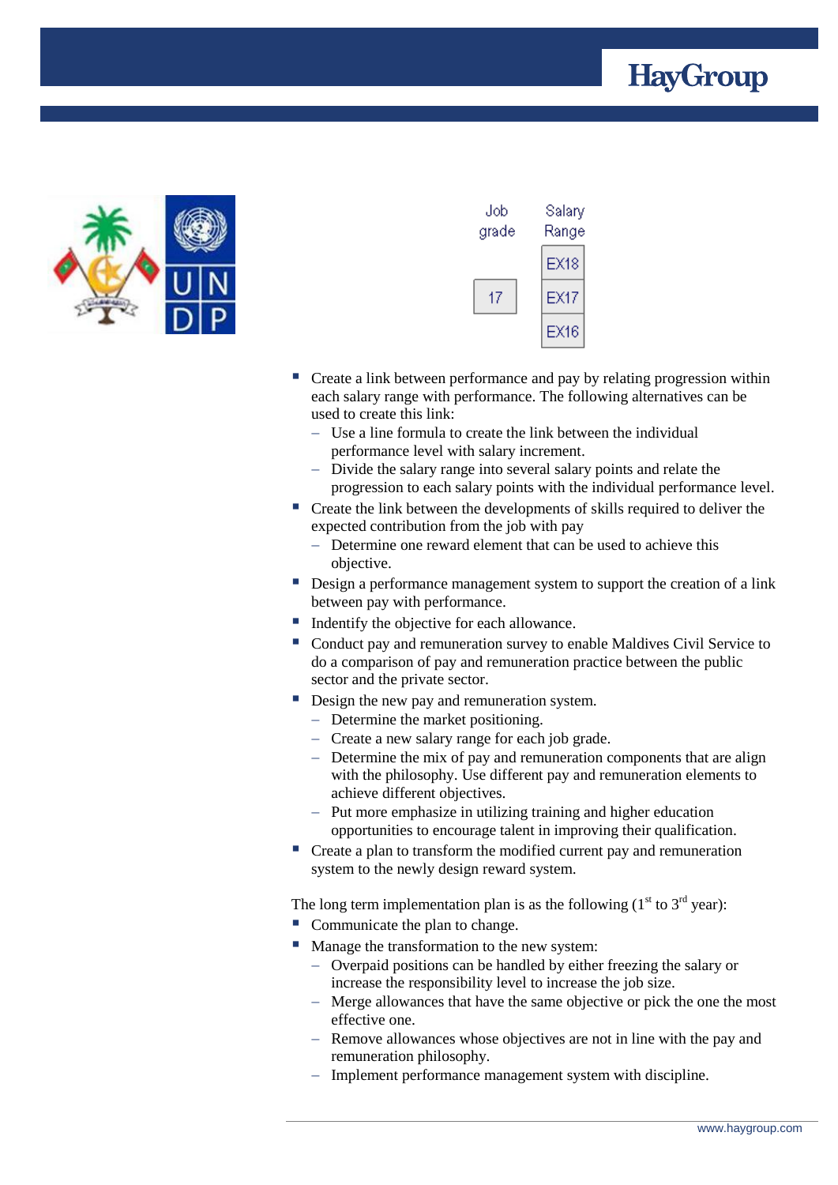| Job grade | Salary Range |
|---|---|
| | EX18 |
| 17 | EX17 |
| | EX16 |

- Create a link between performance and pay by relating progression within each salary range with performance. The following alternatives can be used to create this link:
  - Use a line formula to create the link between the individual performance level with salary increment.
  - Divide the salary range into several salary points and relate the progression to each salary points with the individual performance level.
- Create the link between the developments of skills required to deliver the expected contribution from the job with pay
  - Determine one reward element that can be used to achieve this objective.
- Design a performance management system to support the creation of a link between pay with performance.
- Indentify the objective for each allowance.
- Conduct pay and remuneration survey to enable Maldives Civil Service to do a comparison of pay and remuneration practice between the public sector and the private sector.
- Design the new pay and remuneration system.
  - Determine the market positioning.
  - Create a new salary range for each job grade.
  - Determine the mix of pay and remuneration components that are align with the philosophy. Use different pay and remuneration elements to achieve different objectives.
  - Put more emphasize in utilizing training and higher education opportunities to encourage talent in improving their qualification.
- Create a plan to transform the modified current pay and remuneration system to the newly design reward system.

The long term implementation plan is as the following (1st to 3rd year):

- Communicate the plan to change.
- Manage the transformation to the new system:
  - Overpaid positions can be handled by either freezing the salary or increase the responsibility level to increase the job size.
  - Merge allowances that have the same objective or pick the one the most effective one.
  - Remove allowances whose objectives are not in line with the pay and remuneration philosophy.
  - Implement performance management system with discipline.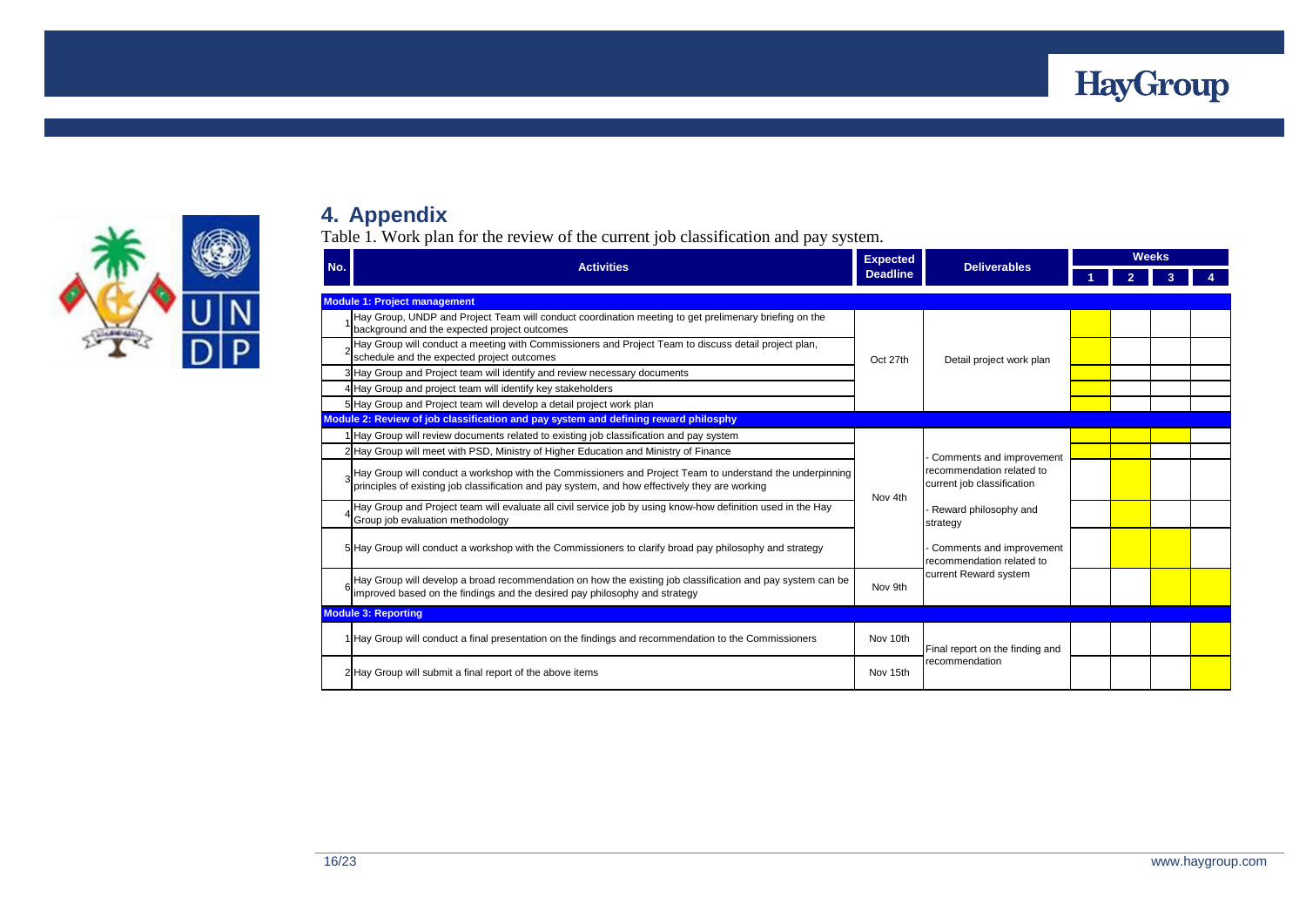## 4. Appendix

Table 1. Work plan for the review of the current job classification and pay system.

| No. | Activities | Expected Deadline | Deliverables | Weeks 1 | Weeks 2 | Weeks 3 | Weeks 4 |
|---|---|---|---|---|---|---|---|
| **Module 1: Project management** | | | | | | | |
| 1 | Hay Group, UNDP and Project Team will conduct coordination meeting to get prelimenary briefing on the background and the expected project outcomes | Oct 27th | Detail project work plan | ■ | | | |
| 2 | Hay Group will conduct a meeting with Commissioners and Project Team to discuss detail project plan, schedule and the expected project outcomes | | | ■ | | | |
| 3 | Hay Group and Project team will identify and review necessary documents | | | ■ | | | |
| 4 | Hay Group and project team will identify key stakeholders | | | ■ | | | |
| 5 | Hay Group and Project team will develop a detail project work plan | | | ■ | | | |
| **Module 2: Review of job classification and pay system and defining reward philosphy** | | | | | | | |
| 1 | Hay Group will review documents related to existing job classification and pay system | Nov 4th | - Comments and improvement recommendation related to current job classification<br>- Reward philosophy and strategy<br>- Comments and improvement recommendation related to current Reward system | ■ | ■ | ■ | |
| 2 | Hay Group will meet with PSD, Ministry of Higher Education and Ministry of Finance | | | ■ | ■ | | |
| 3 | Hay Group will conduct a workshop with the Commissioners and Project Team to understand the underpinning principles of existing job classification and pay system, and how effectively they are working | | | | ■ | | |
| 4 | Hay Group and Project team will evaluate all civil service job by using know-how definition used in the Hay Group job evaluation methodology | | | | ■ | | |
| 5 | Hay Group will conduct a workshop with the Commissioners to clarify broad pay philosophy and strategy | | | | ■ | ■ | |
| 6 | Hay Group will develop a broad recommendation on how the existing job classification and pay system can be improved based on the findings and the desired pay philosophy and strategy | Nov 9th | | | | ■ | ■ |
| **Module 3: Reporting** | | | | | | | |
| 1 | Hay Group will conduct a final presentation on the findings and recommendation to the Commissioners | Nov 10th | Final report on the finding and recommendation | | | | ■ |
| 2 | Hay Group will submit a final report of the above items | Nov 15th | | | | | ■ |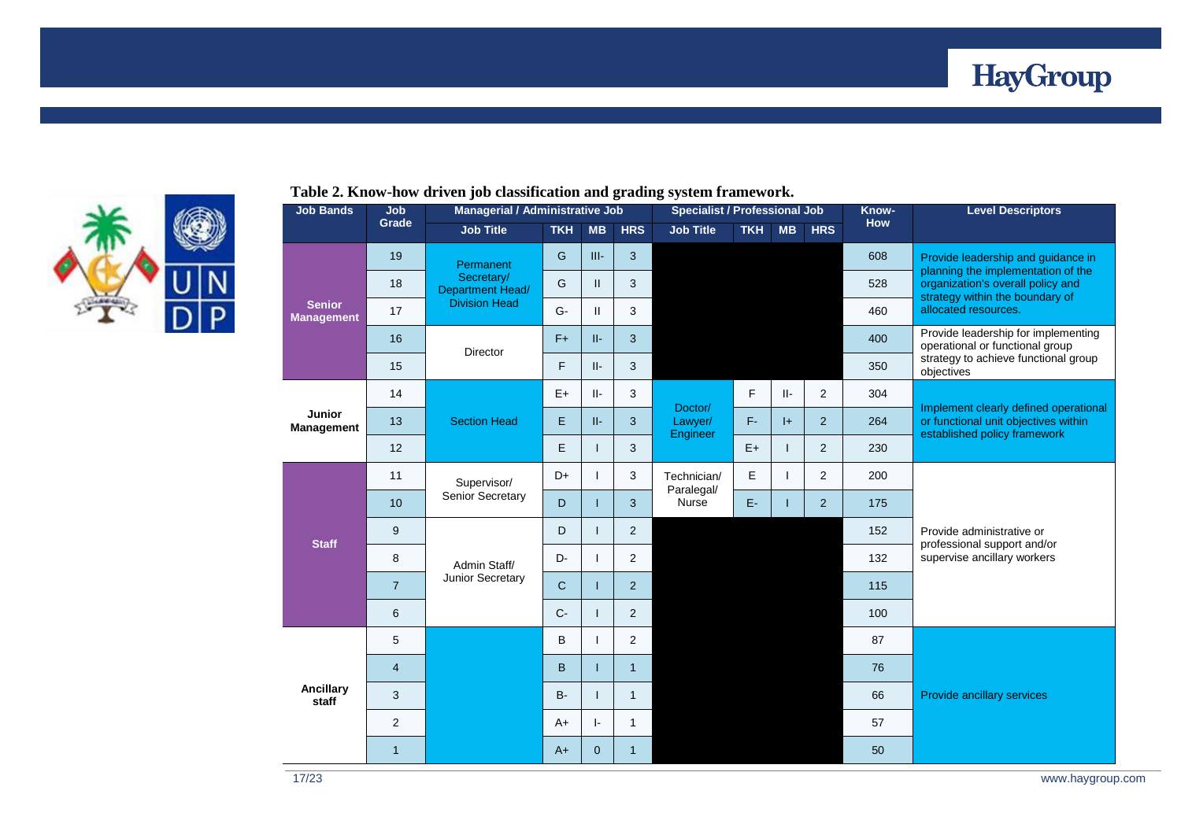**Table 2. Know-how driven job classification and grading system framework.**

| Job Bands | Job Grade | Managerial / Administrative Job | | | | Specialist / Professional Job | | | | Know-How | Level Descriptors |
|---|---|---|---|---|---|---|---|---|---|---|---|
| | | Job Title | TKH | MB | HRS | Job Title | TKH | MB | HRS | | |
| Senior Management | 19 | Permanent Secretary/ Department Head/ Division Head | G | III- | 3 | | | | | 608 | Provide leadership and guidance in planning the implementation of the organization's overall policy and strategy within the boundary of allocated resources. |
| | 18 | | G | II | 3 | | | | | 528 | |
| | 17 | | G- | II | 3 | | | | | 460 | |
| | 16 | Director | F+ | II- | 3 | | | | | 400 | Provide leadership for implementing operational or functional group strategy to achieve functional group objectives |
| | 15 | | F | II- | 3 | | | | | 350 | |
| Junior Management | 14 | Section Head | E+ | II- | 3 | Doctor/ Lawyer/ Engineer | F | II- | 2 | 304 | Implement clearly defined operational or functional unit objectives within established policy framework |
| | 13 | | E | II- | 3 | | F- | I+ | 2 | 264 | |
| | 12 | | E | I | 3 | | E+ | I | 2 | 230 | |
| Staff | 11 | Supervisor/ Senior Secretary | D+ | I | 3 | Technician/ Paralegal/ Nurse | E | I | 2 | 200 | Provide administrative or professional support and/or supervise ancillary workers |
| | 10 | | D | I | 3 | | E- | I | 2 | 175 | |
| | 9 | Admin Staff/ Junior Secretary | D | I | 2 | | | | | 152 | |
| | 8 | | D- | I | 2 | | | | | 132 | |
| | 7 | | C | I | 2 | | | | | 115 | |
| | 6 | | C- | I | 2 | | | | | 100 | |
| Ancillary staff | 5 | | B | I | 2 | | | | | 87 | Provide ancillary services |
| | 4 | | B | I | 1 | | | | | 76 | |
| | 3 | | B- | I | 1 | | | | | 66 | |
| | 2 | | A+ | I- | 1 | | | | | 57 | |
| | 1 | | A+ | 0 | 1 | | | | | 50 | |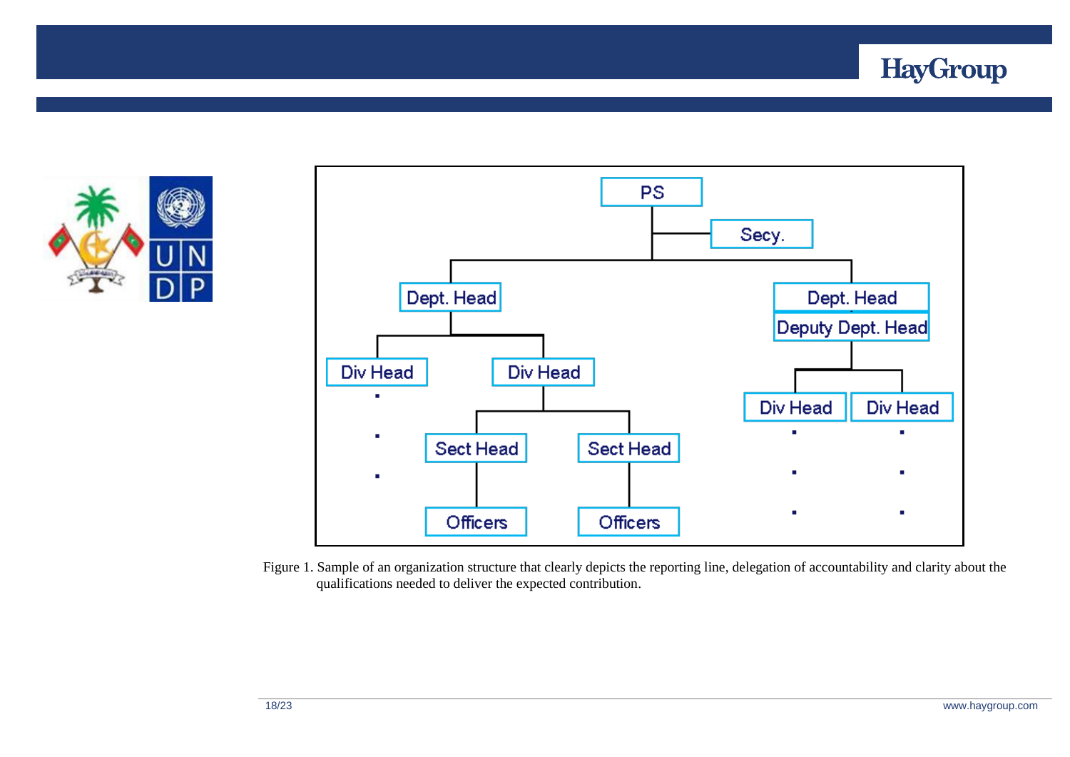PS

Secy.

Dept. Head

Dept. Head

Deputy Dept. Head

Div Head

Div Head

Div Head

Div Head

Sect Head

Sect Head

Officers

Officers

Figure 1. Sample of an organization structure that clearly depicts the reporting line, delegation of accountability and clarity about the qualifications needed to deliver the expected contribution.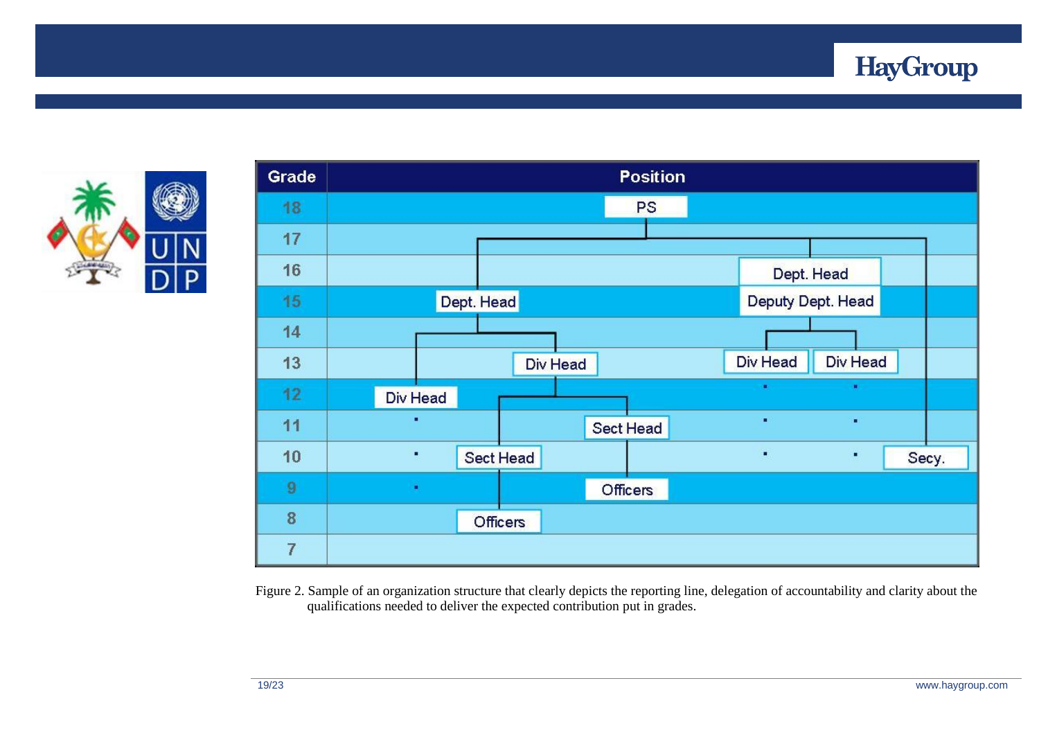| Grade | Position |
|---|---|
| 18 | PS |
| 17 | |
| 16 | Dept. Head |
| 15 | Dept. Head; Deputy Dept. Head |
| 14 | |
| 13 | Div Head; Div Head; Div Head |
| 12 | Div Head |
| 11 | Sect Head |
| 10 | Sect Head; Secy. |
| 9 | Officers |
| 8 | Officers |
| 7 | |

Figure 2. Sample of an organization structure that clearly depicts the reporting line, delegation of accountability and clarity about the qualifications needed to deliver the expected contribution put in grades.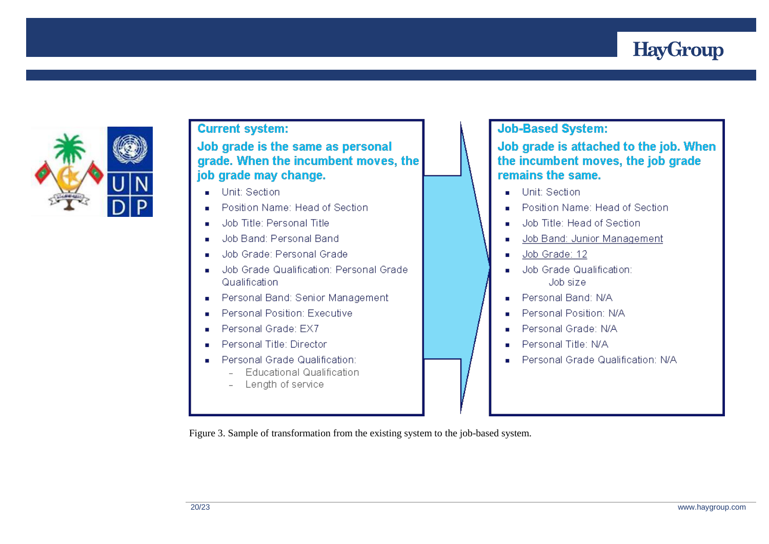**Current system:**

**Job grade is the same as personal grade. When the incumbent moves, the job grade may change.**

- Unit: Section
- Position Name: Head of Section
- Job Title: Personal Title
- Job Band: Personal Band
- Job Grade: Personal Grade
- Job Grade Qualification: Personal Grade Qualification
- Personal Band: Senior Management
- Personal Position: Executive
- Personal Grade: EX7
- Personal Title: Director
- Personal Grade Qualification:
  - Educational Qualification
  - Length of service

**Job-Based System:**

**Job grade is attached to the job. When the incumbent moves, the job grade remains the same.**

- Unit: Section
- Position Name: Head of Section
- Job Title: Head of Section
- <u>Job Band: Junior Management</u>
- <u>Job Grade: 12</u>
- Job Grade Qualification: Job size
- Personal Band: N/A
- Personal Position: N/A
- Personal Grade: N/A
- Personal Title: N/A
- Personal Grade Qualification: N/A

Figure 3. Sample of transformation from the existing system to the job-based system.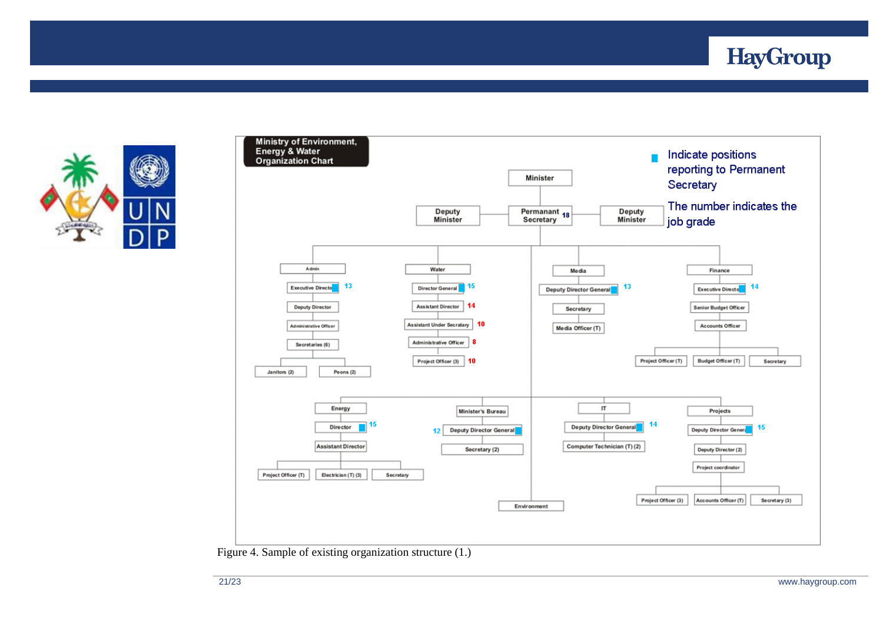**Ministry of Environment, Energy & Water Organization Chart**

■ Indicate positions reporting to Permanent Secretary

The number indicates the job grade

- Minister
  - Deputy Minister
  - Permanant Secretary 18
  - Deputy Minister

**Admin**
- Executive Director ■ 13
- Deputy Director
- Administrative Officer
- Secretaries (6)
- Janitors (2)
- Peons (2)

**Water**
- Director General ■ 15
- Assistant Director 14
- Assistant Under Secratary 10
- Administrative Officer 8
- Project Officer (3) 10

**Media**
- Deputy Director General ■ 13
- Secretary
- Media Officer (T)

**Finance**
- Executive Director ■ 14
- Senior Budget Officer
- Accounts Officer
- Project Officer (T)
- Budget Officer (T)
- Secretary

**Energy**
- Director ■ 15
- Assistant Director
- Project Officer (T)
- Electrician (T) (3)
- Secretary

**Minister's Bureau**
- 12 Deputy Director General ■
- Secretary (2)

**IT**
- Deputy Director General ■ 14
- Computer Technician (T) (2)

**Projects**
- Deputy Director General ■ 15
- Deputy Director (2)
- Project coordinator
- Project Officer (3)
- Accounts Officer (T)
- Secretary (3)

**Environment**

Figure 4. Sample of existing organization structure (1.)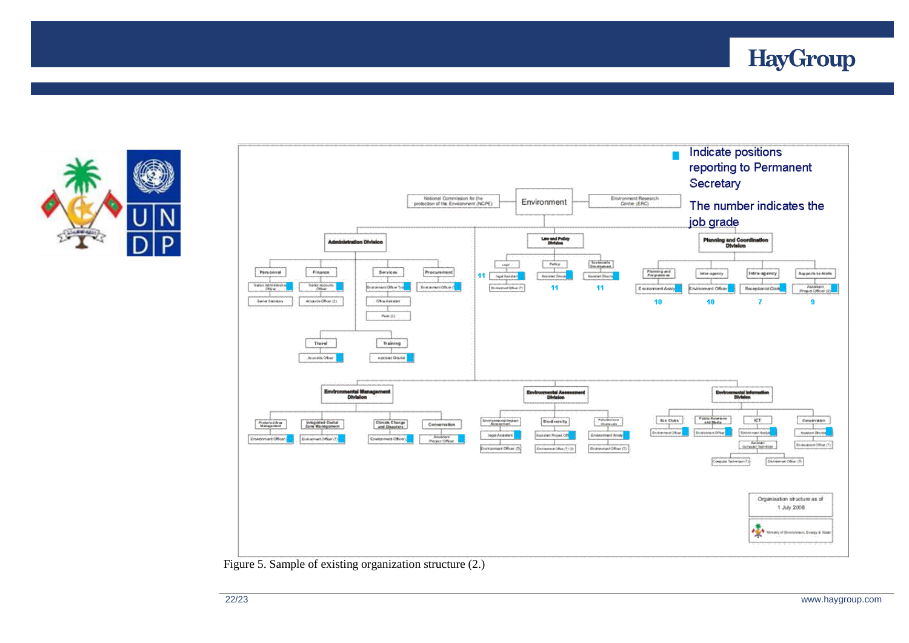Indicate positions reporting to Permanent Secretary

The number indicates the job grade

Figure 5. Sample of existing organization structure (2.)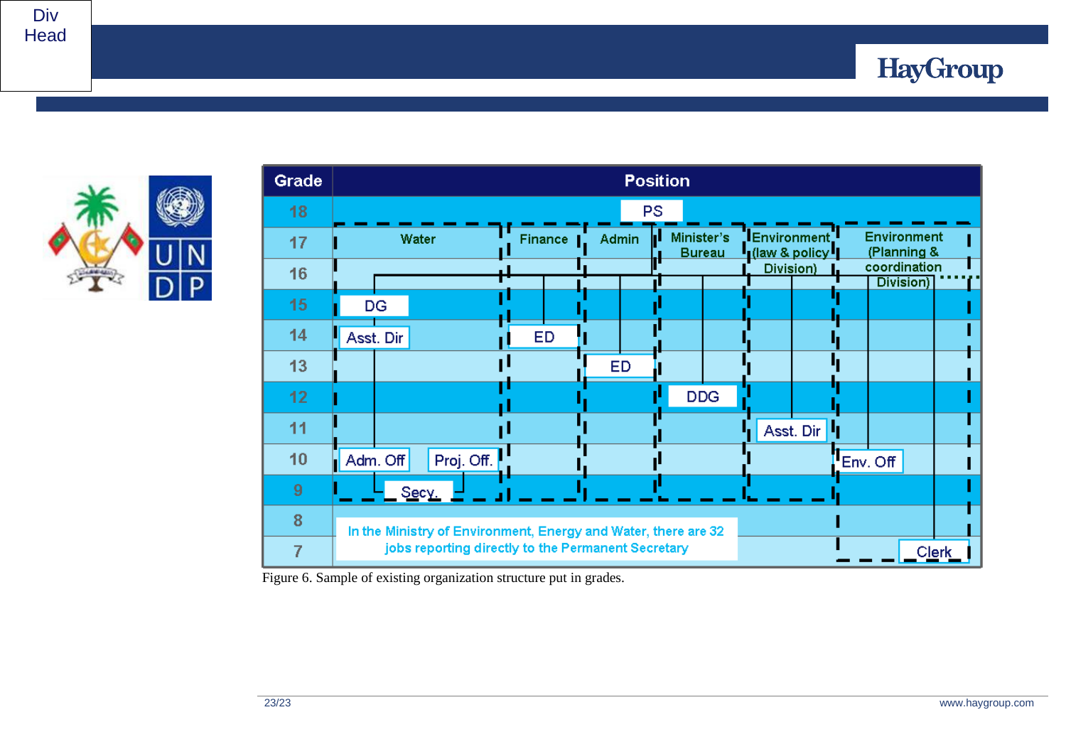Div
Head

HayGroup

Grade | Position

18
17
16
15
14
13
12
11
10
9
8
7

PS

Water
Finance
Admin
Minister's Bureau
Environment (law & policy Division)
Environment (Planning & coordination Division)

DG
Asst. Dir
ED
ED
DDG
Asst. Dir
Adm. Off
Proj. Off.
Env. Off
Secy.
Clerk

In the Ministry of Environment, Energy and Water, there are 32 jobs reporting directly to the Permanent Secretary

Figure 6. Sample of existing organization structure put in grades.

www.haygroup.com